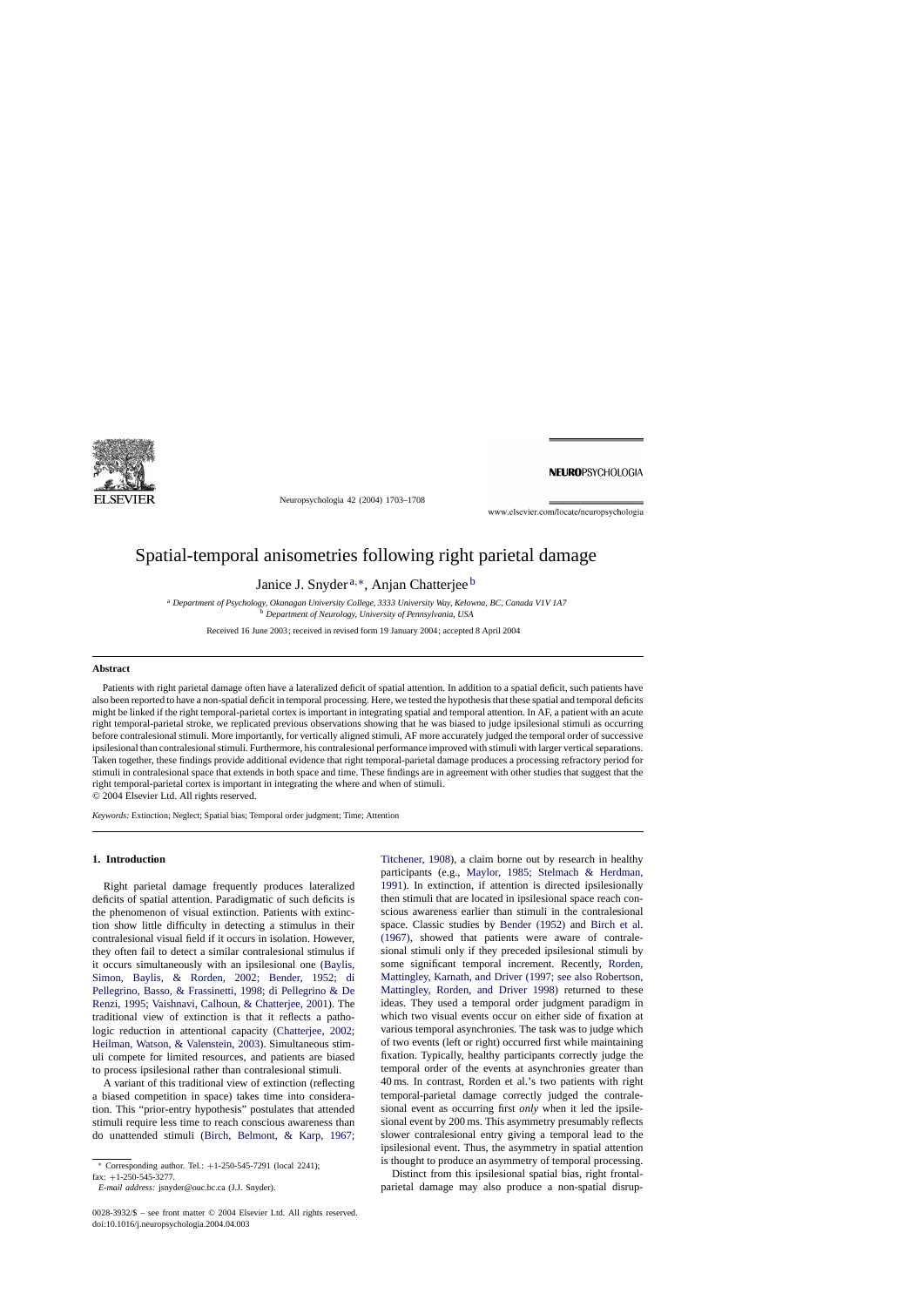# Spatial-temporal anisometries following right parietal damage

Janice J. Snyder [a,*], Anjan Chatterjee [b]

[a] *Department of Psychology, Okanagan University College, 3333 University Way, Kelowna, BC, Canada V1V 1A7*
[b] *Department of Neurology, University of Pennsylvania, USA*

Received 16 June 2003; received in revised form 19 January 2004; accepted 8 April 2004

## Abstract

Patients with right parietal damage often have a lateralized deficit of spatial attention. In addition to a spatial deficit, such patients have also been reported to have a non-spatial deficit in temporal processing. Here, we tested the hypothesis that these spatial and temporal deficits might be linked if the right temporal-parietal cortex is important in integrating spatial and temporal attention. In AF, a patient with an acute right temporal-parietal stroke, we replicated previous observations showing that he was biased to judge ipsilesional stimuli as occurring before contralesional stimuli. More importantly, for vertically aligned stimuli, AF more accurately judged the temporal order of successive ipsilesional than contralesional stimuli. Furthermore, his contralesional performance improved with stimuli with larger vertical separations. Taken together, these findings provide additional evidence that right temporal-parietal damage produces a processing refractory period for stimuli in contralesional space that extends in both space and time. These findings are in agreement with other studies that suggest that the right temporal-parietal cortex is important in integrating the where and when of stimuli.

© 2004 Elsevier Ltd. All rights reserved.

*Keywords:* Extinction; Neglect; Spatial bias; Temporal order judgment; Time; Attention

## 1. Introduction

Right parietal damage frequently produces lateralized deficits of spatial attention. Paradigmatic of such deficits is the phenomenon of visual extinction. Patients with extinction show little difficulty in detecting a stimulus in their contralesional visual field if it occurs in isolation. However, they often fail to detect a similar contralesional stimulus if it occurs simultaneously with an ipsilesional one (Baylis, Simon, Baylis, & Rorden, 2002; Bender, 1952; di Pellegrino, Basso, & Frassinetti, 1998; di Pellegrino & De Renzi, 1995; Vaishnavi, Calhoun, & Chatterjee, 2001). The traditional view of extinction is that it reflects a pathologic reduction in attentional capacity (Chatterjee, 2002; Heilman, Watson, & Valenstein, 2003). Simultaneous stimuli compete for limited resources, and patients are biased to process ipsilesional rather than contralesional stimuli.

A variant of this traditional view of extinction (reflecting a biased competition in space) takes time into consideration. This "prior-entry hypothesis" postulates that attended stimuli require less time to reach conscious awareness than do unattended stimuli (Birch, Belmont, & Karp, 1967; Titchener, 1908), a claim borne out by research in healthy participants (e.g., Maylor, 1985; Stelmach & Herdman, 1991). In extinction, if attention is directed ipsilesionally then stimuli that are located in ipsilesional space reach conscious awareness earlier than stimuli in the contralesional space. Classic studies by Bender (1952) and Birch et al. (1967), showed that patients were aware of contralesional stimuli only if they preceded ipsilesional stimuli by some significant temporal increment. Recently, Rorden, Mattingley, Karnath, and Driver (1997; see also Robertson, Mattingley, Rorden, and Driver 1998) returned to these ideas. They used a temporal order judgment paradigm in which two visual events occur on either side of fixation at various temporal asynchronies. The task was to judge which of two events (left or right) occurred first while maintaining fixation. Typically, healthy participants correctly judge the temporal order of the events at asynchronies greater than 40 ms. In contrast, Rorden et al.'s two patients with right temporal-parietal damage correctly judged the contralesional event as occurring first *only* when it led the ipsilesional event by 200 ms. This asymmetry presumably reflects slower contralesional entry giving a temporal lead to the ipsilesional event. Thus, the asymmetry in spatial attention is thought to produce an asymmetry of temporal processing.

Distinct from this ipsilesional spatial bias, right frontal-parietal damage may also produce a non-spatial disrup-

---

* Corresponding author. Tel.: +1-250-545-7291 (local 2241); fax: +1-250-545-3277.
*E-mail address:* jsnyder@ouc.bc.ca (J.J. Snyder).

0028-3932/$ – see front matter © 2004 Elsevier Ltd. All rights reserved.
doi:10.1016/j.neuropsychologia.2004.04.003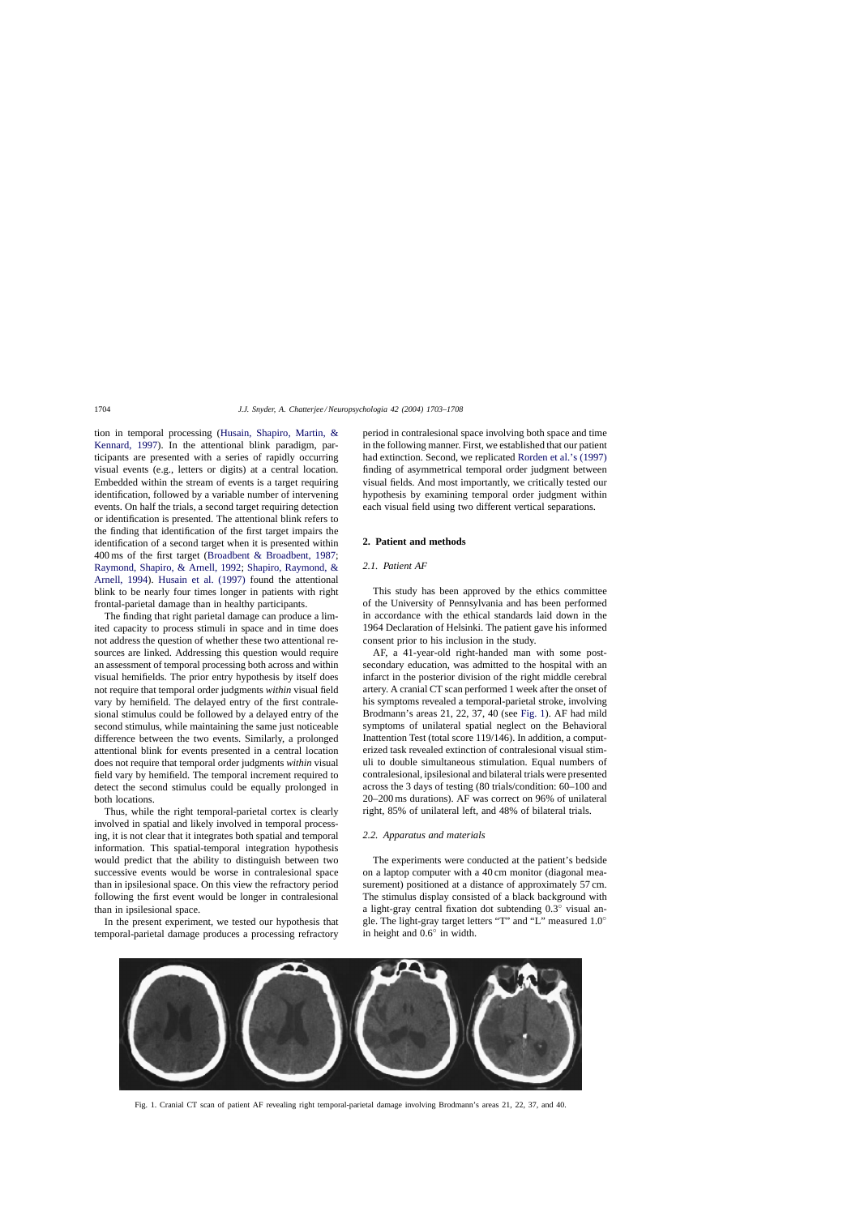tion in temporal processing (Husain, Shapiro, Martin, & Kennard, 1997). In the attentional blink paradigm, participants are presented with a series of rapidly occurring visual events (e.g., letters or digits) at a central location. Embedded within the stream of events is a target requiring identification, followed by a variable number of intervening events. On half the trials, a second target requiring detection or identification is presented. The attentional blink refers to the finding that identification of the first target impairs the identification of a second target when it is presented within 400 ms of the first target (Broadbent & Broadbent, 1987; Raymond, Shapiro, & Arnell, 1992; Shapiro, Raymond, & Arnell, 1994). Husain et al. (1997) found the attentional blink to be nearly four times longer in patients with right frontal-parietal damage than in healthy participants.

The finding that right parietal damage can produce a limited capacity to process stimuli in space and in time does not address the question of whether these two attentional resources are linked. Addressing this question would require an assessment of temporal processing both across and within visual hemifields. The prior entry hypothesis by itself does not require that temporal order judgments *within* visual field vary by hemifield. The delayed entry of the first contralesional stimulus could be followed by a delayed entry of the second stimulus, while maintaining the same just noticeable difference between the two events. Similarly, a prolonged attentional blink for events presented in a central location does not require that temporal order judgments *within* visual field vary by hemifield. The temporal increment required to detect the second stimulus could be equally prolonged in both locations.

Thus, while the right temporal-parietal cortex is clearly involved in spatial and likely involved in temporal processing, it is not clear that it integrates both spatial and temporal information. This spatial-temporal integration hypothesis would predict that the ability to distinguish between two successive events would be worse in contralesional space than in ipsilesional space. On this view the refractory period following the first event would be longer in contralesional than in ipsilesional space.

In the present experiment, we tested our hypothesis that temporal-parietal damage produces a processing refractory period in contralesional space involving both space and time in the following manner. First, we established that our patient had extinction. Second, we replicated Rorden et al.'s (1997) finding of asymmetrical temporal order judgment between visual fields. And most importantly, we critically tested our hypothesis by examining temporal order judgment within each visual field using two different vertical separations.

## 2. Patient and methods

### 2.1. Patient AF

This study has been approved by the ethics committee of the University of Pennsylvania and has been performed in accordance with the ethical standards laid down in the 1964 Declaration of Helsinki. The patient gave his informed consent prior to his inclusion in the study.

AF, a 41-year-old right-handed man with some post-secondary education, was admitted to the hospital with an infarct in the posterior division of the right middle cerebral artery. A cranial CT scan performed 1 week after the onset of his symptoms revealed a temporal-parietal stroke, involving Brodmann's areas 21, 22, 37, 40 (see Fig. 1). AF had mild symptoms of unilateral spatial neglect on the Behavioral Inattention Test (total score 119/146). In addition, a computerized task revealed extinction of contralesional visual stimuli to double simultaneous stimulation. Equal numbers of contralesional, ipsilesional and bilateral trials were presented across the 3 days of testing (80 trials/condition: 60–100 and 20–200 ms durations). AF was correct on 96% of unilateral right, 85% of unilateral left, and 48% of bilateral trials.

### 2.2. Apparatus and materials

The experiments were conducted at the patient's bedside on a laptop computer with a 40 cm monitor (diagonal measurement) positioned at a distance of approximately 57 cm. The stimulus display consisted of a black background with a light-gray central fixation dot subtending 0.3° visual angle. The light-gray target letters "T" and "L" measured 1.0° in height and 0.6° in width.

Fig. 1. Cranial CT scan of patient AF revealing right temporal-parietal damage involving Brodmann's areas 21, 22, 37, and 40.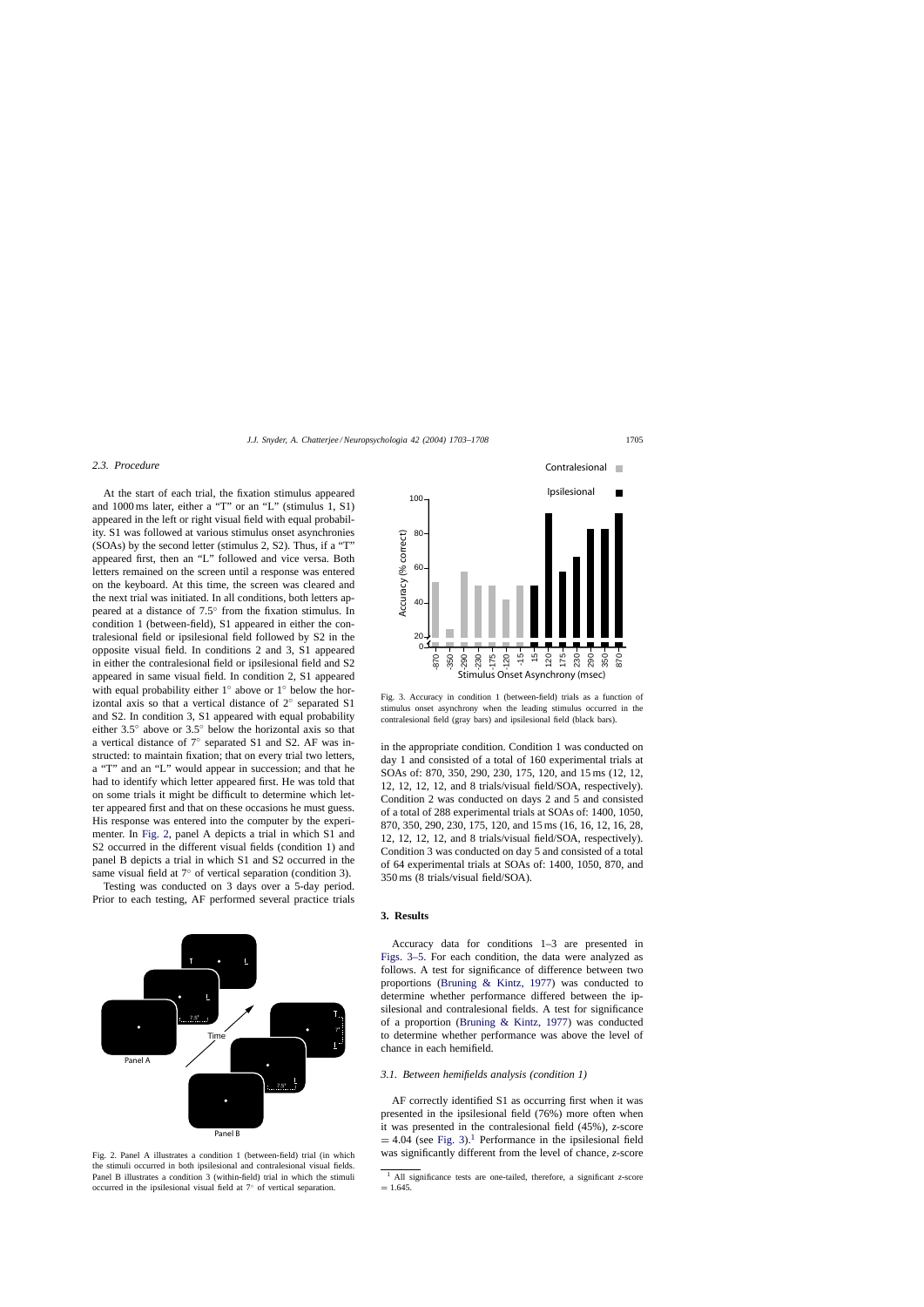### 2.3. Procedure

At the start of each trial, the fixation stimulus appeared and 1000 ms later, either a "T" or an "L" (stimulus 1, S1) appeared in the left or right visual field with equal probability. S1 was followed at various stimulus onset asynchronies (SOAs) by the second letter (stimulus 2, S2). Thus, if a "T" appeared first, then an "L" followed and vice versa. Both letters remained on the screen until a response was entered on the keyboard. At this time, the screen was cleared and the next trial was initiated. In all conditions, both letters appeared at a distance of 7.5° from the fixation stimulus. In condition 1 (between-field), S1 appeared in either the contralesional field or ipsilesional field followed by S2 in the opposite visual field. In conditions 2 and 3, S1 appeared in either the contralesional field or ipsilesional field and S2 appeared in same visual field. In condition 2, S1 appeared with equal probability either 1° above or 1° below the horizontal axis so that a vertical distance of 2° separated S1 and S2. In condition 3, S1 appeared with equal probability either 3.5° above or 3.5° below the horizontal axis so that a vertical distance of 7° separated S1 and S2. AF was instructed: to maintain fixation; that on every trial two letters, a "T" and an "L" would appear in succession; and that he had to identify which letter appeared first. He was told that on some trials it might be difficult to determine which letter appeared first and that on these occasions he must guess. His response was entered into the computer by the experimenter. In Fig. 2, panel A depicts a trial in which S1 and S2 occurred in the different visual fields (condition 1) and panel B depicts a trial in which S1 and S2 occurred in the same visual field at 7° of vertical separation (condition 3).

Testing was conducted on 3 days over a 5-day period. Prior to each testing, AF performed several practice trials

Fig. 2. Panel A illustrates a condition 1 (between-field) trial (in which the stimuli occurred in both ipsilesional and contralesional visual fields. Panel B illustrates a condition 3 (within-field) trial in which the stimuli occurred in the ipsilesional visual field at 7° of vertical separation.

Fig. 3. Accuracy in condition 1 (between-field) trials as a function of stimulus onset asynchrony when the leading stimulus occurred in the contralesional field (gray bars) and ipsilesional field (black bars).

in the appropriate condition. Condition 1 was conducted on day 1 and consisted of a total of 160 experimental trials at SOAs of: 870, 350, 290, 230, 175, 120, and 15 ms (12, 12, 12, 12, 12, 12, and 8 trials/visual field/SOA, respectively). Condition 2 was conducted on days 2 and 5 and consisted of a total of 288 experimental trials at SOAs of: 1400, 1050, 870, 350, 290, 230, 175, 120, and 15 ms (16, 16, 12, 16, 28, 12, 12, 12, 12, and 8 trials/visual field/SOA, respectively). Condition 3 was conducted on day 5 and consisted of a total of 64 experimental trials at SOAs of: 1400, 1050, 870, and 350 ms (8 trials/visual field/SOA).

## 3. Results

Accuracy data for conditions 1–3 are presented in Figs. 3–5. For each condition, the data were analyzed as follows. A test for significance of difference between two proportions (Bruning & Kintz, 1977) was conducted to determine whether performance differed between the ipsilesional and contralesional fields. A test for significance of a proportion (Bruning & Kintz, 1977) was conducted to determine whether performance was above the level of chance in each hemifield.

### 3.1. Between hemifields analysis (condition 1)

AF correctly identified S1 as occurring first when it was presented in the ipsilesional field (76%) more often when it was presented in the contralesional field (45%), *z*-score = 4.04 (see Fig. 3).[1] Performance in the ipsilesional field was significantly different from the level of chance, *z*-score

[1] All significance tests are one-tailed, therefore, a significant *z*-score = 1.645.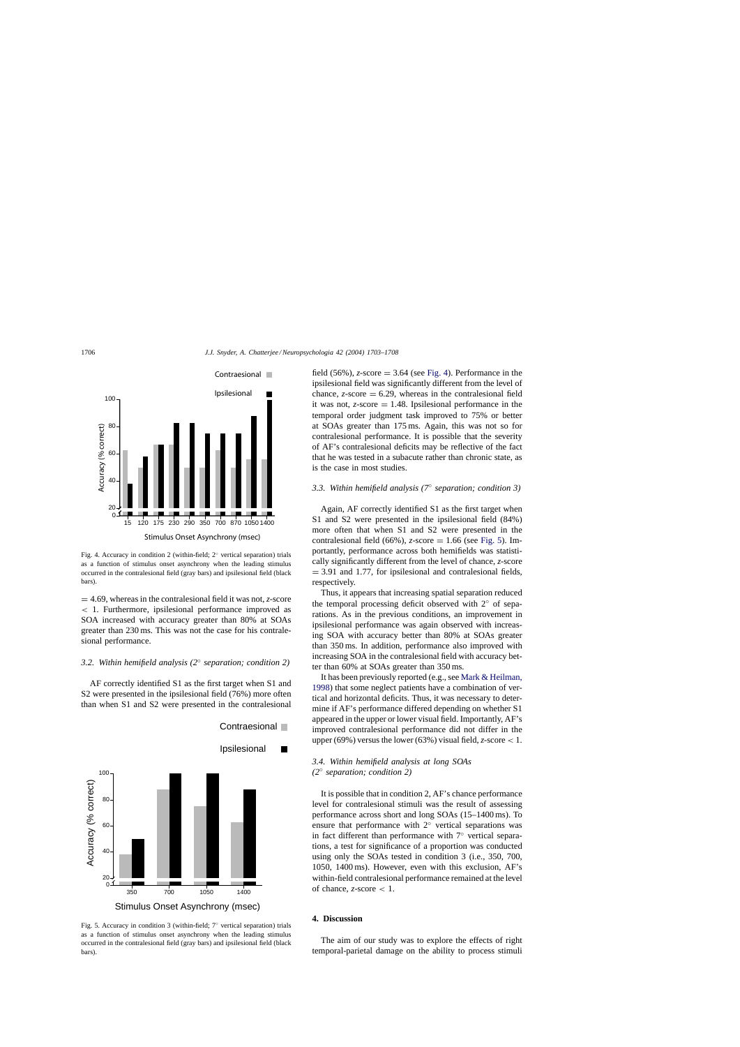Fig. 4. Accuracy in condition 2 (within-field; 2° vertical separation) trials as a function of stimulus onset asynchrony when the leading stimulus occurred in the contralesional field (gray bars) and ipsilesional field (black bars).

= 4.69, whereas in the contralesional field it was not, *z*-score < 1. Furthermore, ipsilesional performance improved as SOA increased with accuracy greater than 80% at SOAs greater than 230 ms. This was not the case for his contralesional performance.

### *3.2. Within hemifield analysis (2° separation; condition 2)*

AF correctly identified S1 as the first target when S1 and S2 were presented in the ipsilesional field (76%) more often than when S1 and S2 were presented in the contralesional field (56%), *z*-score = 3.64 (see Fig. 4). Performance in the ipsilesional field was significantly different from the level of chance, *z*-score = 6.29, whereas in the contralesional field it was not, *z*-score = 1.48. Ipsilesional performance in the temporal order judgment task improved to 75% or better at SOAs greater than 175 ms. Again, this was not so for contralesional performance. It is possible that the severity of AF's contralesional deficits may be reflective of the fact that he was tested in a subacute rather than chronic state, as is the case in most studies.

Fig. 5. Accuracy in condition 3 (within-field; 7° vertical separation) trials as a function of stimulus onset asynchrony when the leading stimulus occurred in the contralesional field (gray bars) and ipsilesional field (black bars).

### *3.3. Within hemifield analysis (7° separation; condition 3)*

Again, AF correctly identified S1 as the first target when S1 and S2 were presented in the ipsilesional field (84%) more often that when S1 and S2 were presented in the contralesional field (66%), *z*-score = 1.66 (see Fig. 5). Importantly, performance across both hemifields was statistically significantly different from the level of chance, *z*-score = 3.91 and 1.77, for ipsilesional and contralesional fields, respectively.

Thus, it appears that increasing spatial separation reduced the temporal processing deficit observed with 2° of separations. As in the previous conditions, an improvement in ipsilesional performance was again observed with increasing SOA with accuracy better than 80% at SOAs greater than 350 ms. In addition, performance also improved with increasing SOA in the contralesional field with accuracy better than 60% at SOAs greater than 350 ms.

It has been previously reported (e.g., see Mark & Heilman, 1998) that some neglect patients have a combination of vertical and horizontal deficits. Thus, it was necessary to determine if AF's performance differed depending on whether S1 appeared in the upper or lower visual field. Importantly, AF's improved contralesional performance did not differ in the upper (69%) versus the lower (63%) visual field, *z*-score < 1.

### *3.4. Within hemifield analysis at long SOAs (2° separation; condition 2)*

It is possible that in condition 2, AF's chance performance level for contralesional stimuli was the result of assessing performance across short and long SOAs (15–1400 ms). To ensure that performance with 2° vertical separations was in fact different than performance with 7° vertical separations, a test for significance of a proportion was conducted using only the SOAs tested in condition 3 (i.e., 350, 700, 1050, 1400 ms). However, even with this exclusion, AF's within-field contralesional performance remained at the level of chance, *z*-score < 1.

## 4. Discussion

The aim of our study was to explore the effects of right temporal-parietal damage on the ability to process stimuli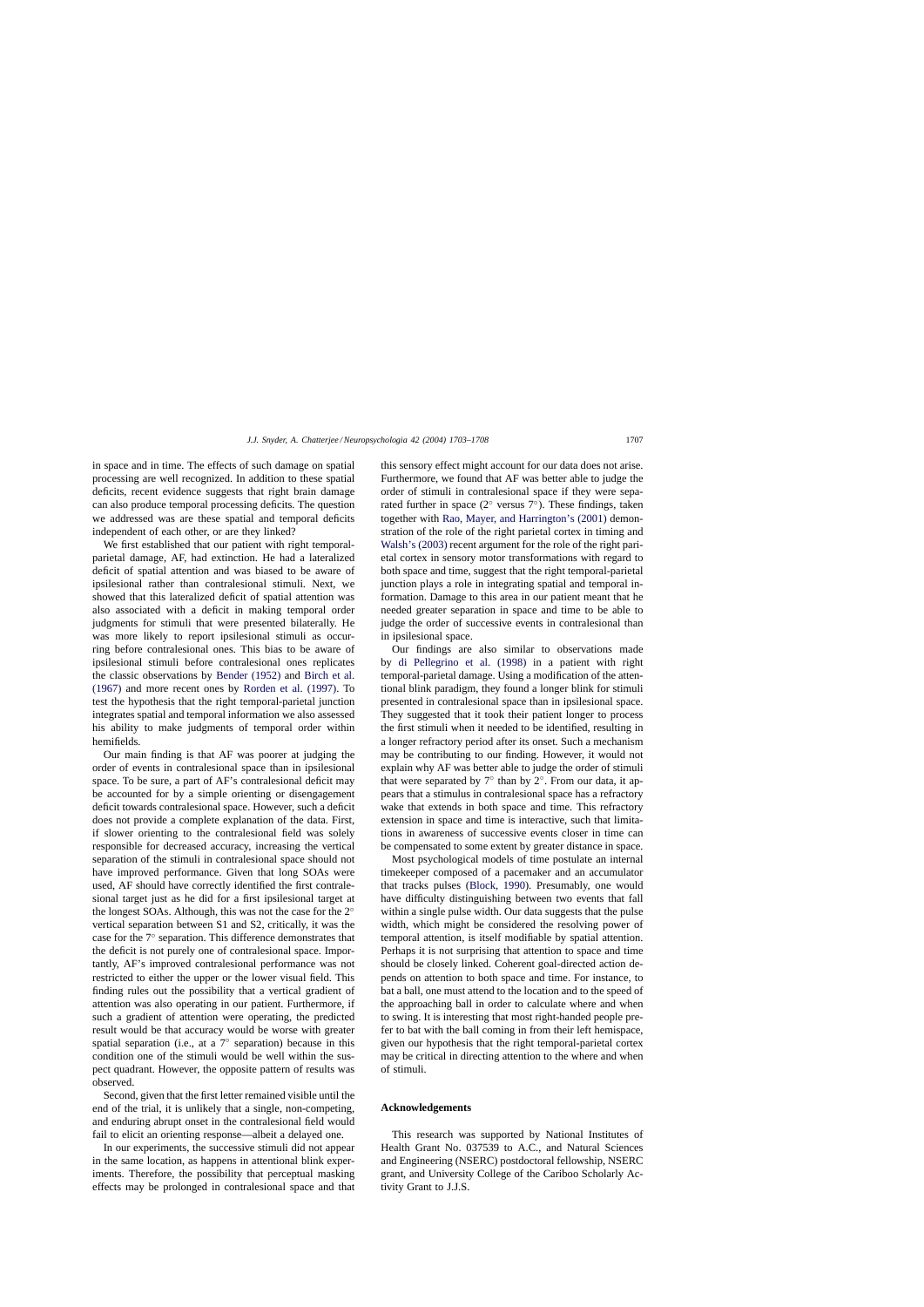in space and in time. The effects of such damage on spatial processing are well recognized. In addition to these spatial deficits, recent evidence suggests that right brain damage can also produce temporal processing deficits. The question we addressed was are these spatial and temporal deficits independent of each other, or are they linked?

We first established that our patient with right temporal-parietal damage, AF, had extinction. He had a lateralized deficit of spatial attention and was biased to be aware of ipsilesional rather than contralesional stimuli. Next, we showed that this lateralized deficit of spatial attention was also associated with a deficit in making temporal order judgments for stimuli that were presented bilaterally. He was more likely to report ipsilesional stimuli as occurring before contralesional ones. This bias to be aware of ipsilesional stimuli before contralesional ones replicates the classic observations by Bender (1952) and Birch et al. (1967) and more recent ones by Rorden et al. (1997). To test the hypothesis that the right temporal-parietal junction integrates spatial and temporal information we also assessed his ability to make judgments of temporal order within hemifields.

Our main finding is that AF was poorer at judging the order of events in contralesional space than in ipsilesional space. To be sure, a part of AF's contralesional deficit may be accounted for by a simple orienting or disengagement deficit towards contralesional space. However, such a deficit does not provide a complete explanation of the data. First, if slower orienting to the contralesional field was solely responsible for decreased accuracy, increasing the vertical separation of the stimuli in contralesional space should not have improved performance. Given that long SOAs were used, AF should have correctly identified the first contralesional target just as he did for a first ipsilesional target at the longest SOAs. Although, this was not the case for the 2° vertical separation between S1 and S2, critically, it was the case for the 7° separation. This difference demonstrates that the deficit is not purely one of contralesional space. Importantly, AF's improved contralesional performance was not restricted to either the upper or the lower visual field. This finding rules out the possibility that a vertical gradient of attention was also operating in our patient. Furthermore, if such a gradient of attention were operating, the predicted result would be that accuracy would be worse with greater spatial separation (i.e., at a 7° separation) because in this condition one of the stimuli would be well within the suspect quadrant. However, the opposite pattern of results was observed.

Second, given that the first letter remained visible until the end of the trial, it is unlikely that a single, non-competing, and enduring abrupt onset in the contralesional field would fail to elicit an orienting response—albeit a delayed one.

In our experiments, the successive stimuli did not appear in the same location, as happens in attentional blink experiments. Therefore, the possibility that perceptual masking effects may be prolonged in contralesional space and that this sensory effect might account for our data does not arise. Furthermore, we found that AF was better able to judge the order of stimuli in contralesional space if they were separated further in space (2° versus 7°). These findings, taken together with Rao, Mayer, and Harrington's (2001) demonstration of the role of the right parietal cortex in timing and Walsh's (2003) recent argument for the role of the right parietal cortex in sensory motor transformations with regard to both space and time, suggest that the right temporal-parietal junction plays a role in integrating spatial and temporal information. Damage to this area in our patient meant that he needed greater separation in space and time to be able to judge the order of successive events in contralesional than in ipsilesional space.

Our findings are also similar to observations made by di Pellegrino et al. (1998) in a patient with right temporal-parietal damage. Using a modification of the attentional blink paradigm, they found a longer blink for stimuli presented in contralesional space than in ipsilesional space. They suggested that it took their patient longer to process the first stimuli when it needed to be identified, resulting in a longer refractory period after its onset. Such a mechanism may be contributing to our finding. However, it would not explain why AF was better able to judge the order of stimuli that were separated by 7° than by 2°. From our data, it appears that a stimulus in contralesional space has a refractory wake that extends in both space and time. This refractory extension in space and time is interactive, such that limitations in awareness of successive events closer in time can be compensated to some extent by greater distance in space.

Most psychological models of time postulate an internal timekeeper composed of a pacemaker and an accumulator that tracks pulses (Block, 1990). Presumably, one would have difficulty distinguishing between two events that fall within a single pulse width. Our data suggests that the pulse width, which might be considered the resolving power of temporal attention, is itself modifiable by spatial attention. Perhaps it is not surprising that attention to space and time should be closely linked. Coherent goal-directed action depends on attention to both space and time. For instance, to bat a ball, one must attend to the location and to the speed of the approaching ball in order to calculate where and when to swing. It is interesting that most right-handed people prefer to bat with the ball coming in from their left hemispace, given our hypothesis that the right temporal-parietal cortex may be critical in directing attention to the where and when of stimuli.

## Acknowledgements

This research was supported by National Institutes of Health Grant No. 037539 to A.C., and Natural Sciences and Engineering (NSERC) postdoctoral fellowship, NSERC grant, and University College of the Cariboo Scholarly Activity Grant to J.J.S.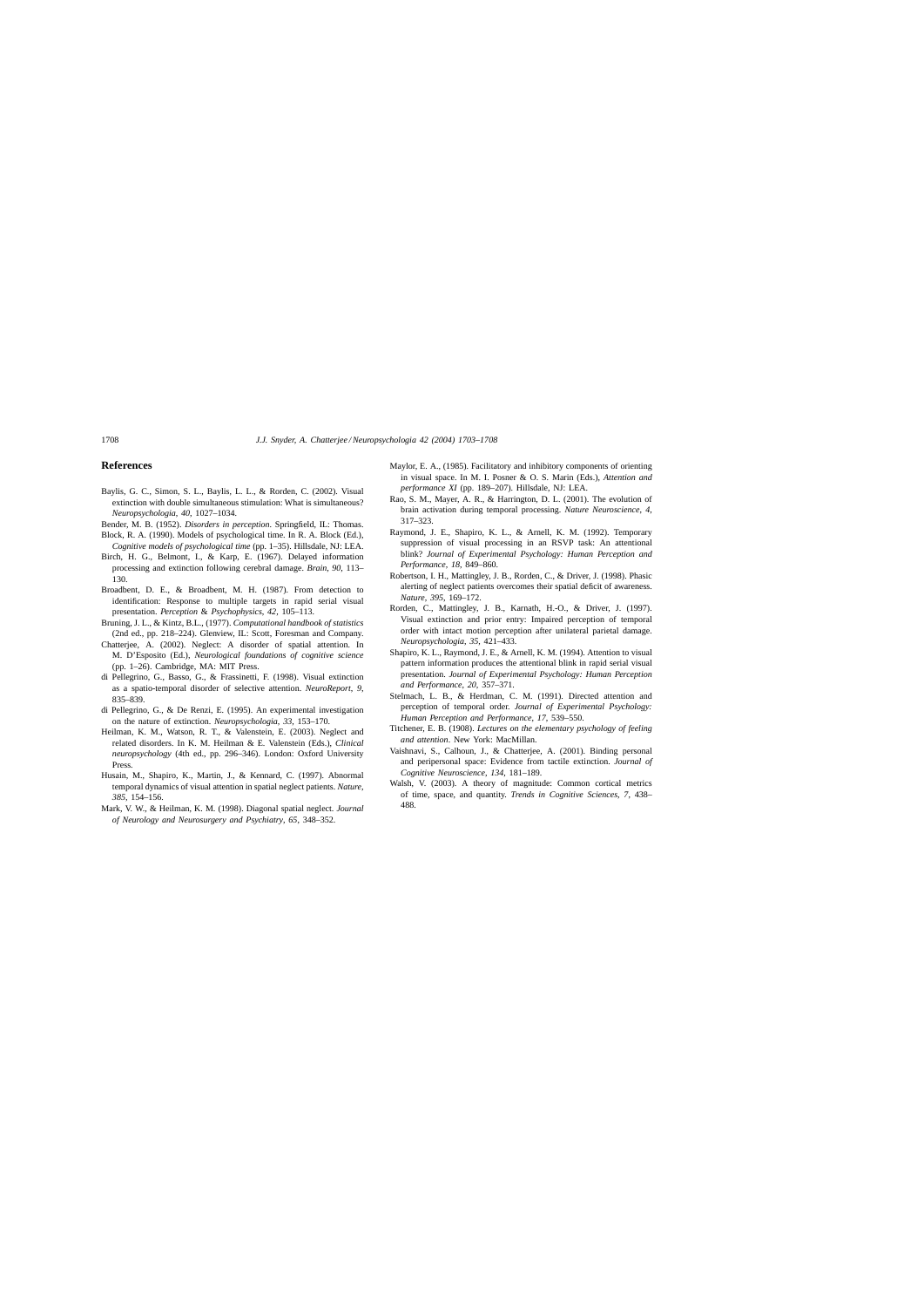## References

Baylis, G. C., Simon, S. L., Baylis, L. L., & Rorden, C. (2002). Visual extinction with double simultaneous stimulation: What is simultaneous? *Neuropsychologia*, *40*, 1027–1034.

Bender, M. B. (1952). *Disorders in perception*. Springfield, IL: Thomas.

Block, R. A. (1990). Models of psychological time. In R. A. Block (Ed.), *Cognitive models of psychological time* (pp. 1–35). Hillsdale, NJ: LEA.

Birch, H. G., Belmont, I., & Karp, E. (1967). Delayed information processing and extinction following cerebral damage. *Brain*, *90*, 113–130.

Broadbent, D. E., & Broadbent, M. H. (1987). From detection to identification: Response to multiple targets in rapid serial visual presentation. *Perception* & *Psychophysics*, *42*, 105–113.

Bruning, J. L., & Kintz, B.L., (1977). *Computational handbook of statistics* (2nd ed., pp. 218–224). Glenview, IL: Scott, Foresman and Company.

Chatterjee, A. (2002). Neglect: A disorder of spatial attention. In M. D'Esposito (Ed.), *Neurological foundations of cognitive science* (pp. 1–26). Cambridge, MA: MIT Press.

di Pellegrino, G., Basso, G., & Frassinetti, F. (1998). Visual extinction as a spatio-temporal disorder of selective attention. *NeuroReport*, *9*, 835–839.

di Pellegrino, G., & De Renzi, E. (1995). An experimental investigation on the nature of extinction. *Neuropsychologia*, *33*, 153–170.

Heilman, K. M., Watson, R. T., & Valenstein, E. (2003). Neglect and related disorders. In K. M. Heilman & E. Valenstein (Eds.), *Clinical neuropsychology* (4th ed., pp. 296–346). London: Oxford University Press.

Husain, M., Shapiro, K., Martin, J., & Kennard, C. (1997). Abnormal temporal dynamics of visual attention in spatial neglect patients. *Nature*, *385*, 154–156.

Mark, V. W., & Heilman, K. M. (1998). Diagonal spatial neglect. *Journal of Neurology and Neurosurgery and Psychiatry*, *65*, 348–352.

Maylor, E. A., (1985). Facilitatory and inhibitory components of orienting in visual space. In M. I. Posner & O. S. Marin (Eds.), *Attention and performance XI* (pp. 189–207). Hillsdale, NJ: LEA.

Rao, S. M., Mayer, A. R., & Harrington, D. L. (2001). The evolution of brain activation during temporal processing. *Nature Neuroscience*, *4*, 317–323.

Raymond, J. E., Shapiro, K. L., & Arnell, K. M. (1992). Temporary suppression of visual processing in an RSVP task: An attentional blink? *Journal of Experimental Psychology: Human Perception and Performance*, *18*, 849–860.

Robertson, I. H., Mattingley, J. B., Rorden, C., & Driver, J. (1998). Phasic alerting of neglect patients overcomes their spatial deficit of awareness. *Nature*, *395*, 169–172.

Rorden, C., Mattingley, J. B., Karnath, H.-O., & Driver, J. (1997). Visual extinction and prior entry: Impaired perception of temporal order with intact motion perception after unilateral parietal damage. *Neuropsychologia*, *35*, 421–433.

Shapiro, K. L., Raymond, J. E., & Arnell, K. M. (1994). Attention to visual pattern information produces the attentional blink in rapid serial visual presentation. *Journal of Experimental Psychology: Human Perception and Performance*, *20*, 357–371.

Stelmach, L. B., & Herdman, C. M. (1991). Directed attention and perception of temporal order. *Journal of Experimental Psychology: Human Perception and Performance*, *17*, 539–550.

Titchener, E. B. (1908). *Lectures on the elementary psychology of feeling and attention*. New York: MacMillan.

Vaishnavi, S., Calhoun, J., & Chatterjee, A. (2001). Binding personal and peripersonal space: Evidence from tactile extinction. *Journal of Cognitive Neuroscience*, *134*, 181–189.

Walsh, V. (2003). A theory of magnitude: Common cortical metrics of time, space, and quantity. *Trends in Cognitive Sciences*, *7*, 438–488.